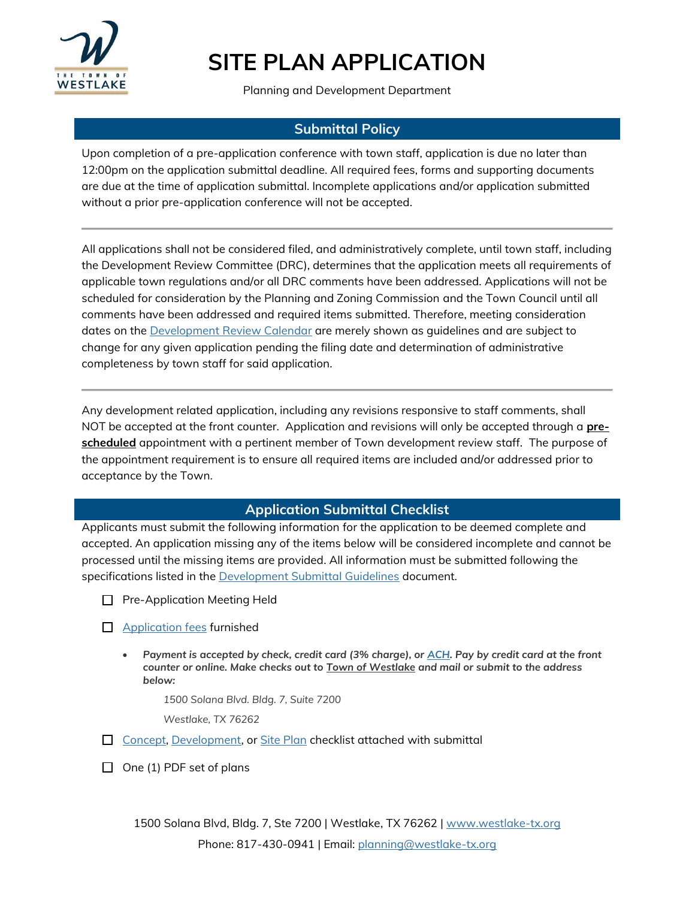# SITE PLAN APPLICATION

Planning and Development Department

## Submittal Policy

Upon completion of a pre-application conference with town staff, application is due no later than 12:00pm on the application submittal deadline. All required fees, forms and supporting documents are due at the time of application submittal. Incomplete applications and/or application submitted without a prior pre-application conference will not be accepted.

---

All applications shall not be considered filed, and administratively complete, until town staff, including the Development Review Committee (DRC), determines that the application meets all requirements of applicable town regulations and/or all DRC comments have been addressed. Applications will not be scheduled for consideration by the Planning and Zoning Commission and the Town Council until all comments have been addressed and required items submitted. Therefore, meeting consideration dates on the Development Review Calendar are merely shown as guidelines and are subject to change for any given application pending the filing date and determination of administrative completeness by town staff for said application.

---

Any development related application, including any revisions responsive to staff comments, shall NOT be accepted at the front counter. Application and revisions will only be accepted through a **pre-scheduled** appointment with a pertinent member of Town development review staff. The purpose of the appointment requirement is to ensure all required items are included and/or addressed prior to acceptance by the Town.

## Application Submittal Checklist

Applicants must submit the following information for the application to be deemed complete and accepted. An application missing any of the items below will be considered incomplete and cannot be processed until the missing items are provided. All information must be submitted following the specifications listed in the Development Submittal Guidelines document.

- ☐ Pre-Application Meeting Held
- ☐ Application fees furnished
  - ***Payment is accepted by check, credit card (3% charge), or ACH. Pay by credit card at the front counter or online. Make checks out to Town of Westlake and mail or submit to the address below:***

    *1500 Solana Blvd. Bldg. 7, Suite 7200*

    *Westlake, TX 76262*
- ☐ Concept, Development, or Site Plan checklist attached with submittal
- ☐ One (1) PDF set of plans

1500 Solana Blvd, Bldg. 7, Ste 7200 | Westlake, TX 76262 | www.westlake-tx.org

Phone: 817-430-0941 | Email: planning@westlake-tx.org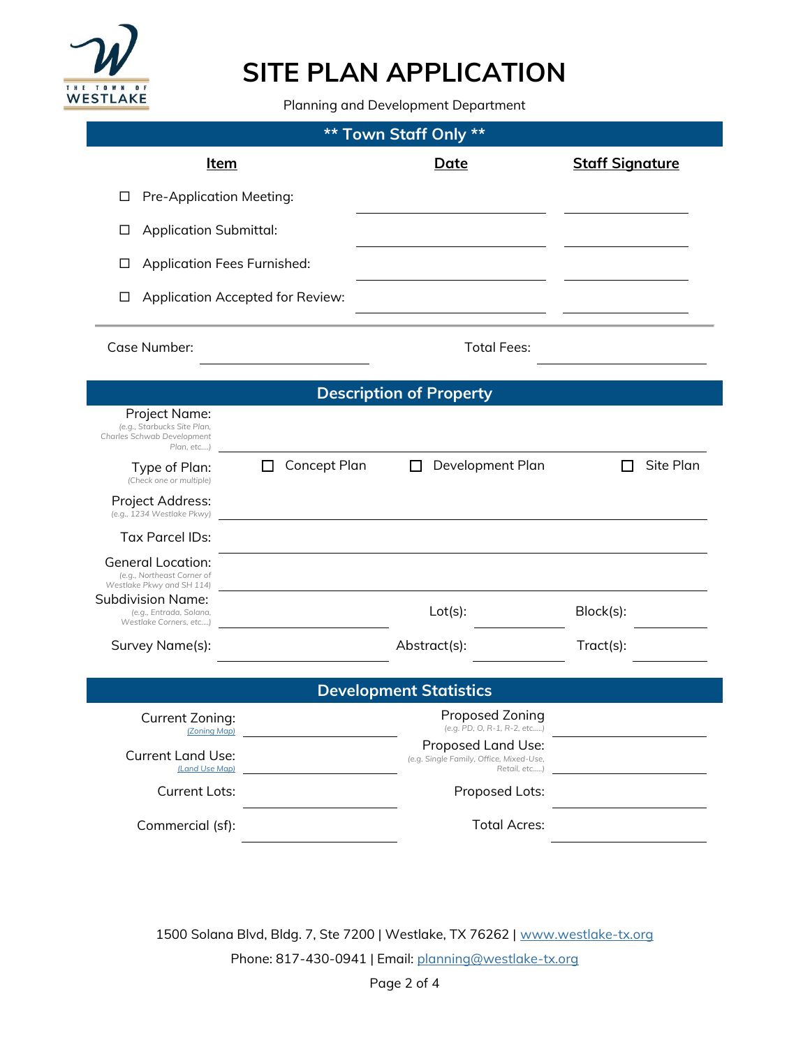THE TOWN OF WESTLAKE

# SITE PLAN APPLICATION

Planning and Development Department

## ** Town Staff Only **

| Item | Date | Staff Signature |
|---|---|---|
| ☐ Pre-Application Meeting: | | |
| ☐ Application Submittal: | | |
| ☐ Application Fees Furnished: | | |
| ☐ Application Accepted for Review: | | |

Case Number: ____________________ Total Fees: ____________________

## Description of Property

Project Name: ________________________________________
*(e.g., Starbucks Site Plan, Charles Schwab Development Plan, etc....)*

Type of Plan: ☐ Concept Plan ☐ Development Plan ☐ Site Plan
*(Check one or multiple)*

Project Address: ________________________________________
*(e.g., 1234 Westlake Pkwy)*

Tax Parcel IDs: ________________________________________

General Location: ________________________________________
*(e.g., Northeast Corner of Westlake Pkwy and SH 114)*

Subdivision Name: ____________________ Lot(s): __________ Block(s): __________
*(e.g., Entrada, Solana, Westlake Corners, etc....)*

Survey Name(s): ____________________ Abstract(s): __________ Tract(s): __________

## Development Statistics

| | | | |
|---|---|---|---|
| Current Zoning: [(Zoning Map)] | | Proposed Zoning *(e.g. PD, O, R-1, R-2, etc.....)* | |
| Current Land Use: [(Land Use Map)] | | Proposed Land Use: *(e.g. Single Family, Office, Mixed-Use, Retail, etc.....)* | |
| Current Lots: | | Proposed Lots: | |
| Commercial (sf): | | Total Acres: | |

1500 Solana Blvd, Bldg. 7, Ste 7200 | Westlake, TX 76262 | www.westlake-tx.org
Phone: 817-430-0941 | Email: planning@westlake-tx.org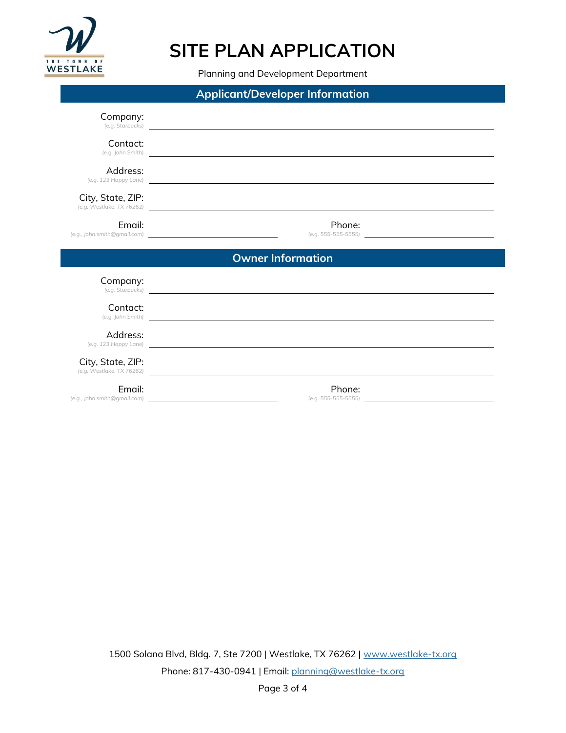# SITE PLAN APPLICATION

Planning and Development Department

## Applicant/Developer Information

Company: _(e.g. Starbucks)_ ______________________________

Contact: _(e.g. John Smith)_ ______________________________

Address: _(e.g. 123 Happy Lane)_ ______________________________

City, State, ZIP: _(e.g. Westlake, TX 76262)_ ______________________________

Email: _(e.g., John.smith@gmail.com)_ ______________ Phone: _(e.g. 555-555-5555)_ ______________

## Owner Information

Company: _(e.g. Starbucks)_ ______________________________

Contact: _(e.g. John Smith)_ ______________________________

Address: _(e.g. 123 Happy Lane)_ ______________________________

City, State, ZIP: _(e.g. Westlake, TX 76262)_ ______________________________

Email: _(e.g., John.smith@gmail.com)_ ______________ Phone: _(e.g. 555-555-5555)_ ______________

1500 Solana Blvd, Bldg. 7, Ste 7200 | Westlake, TX 76262 | www.westlake-tx.org

Phone: 817-430-0941 | Email: planning@westlake-tx.org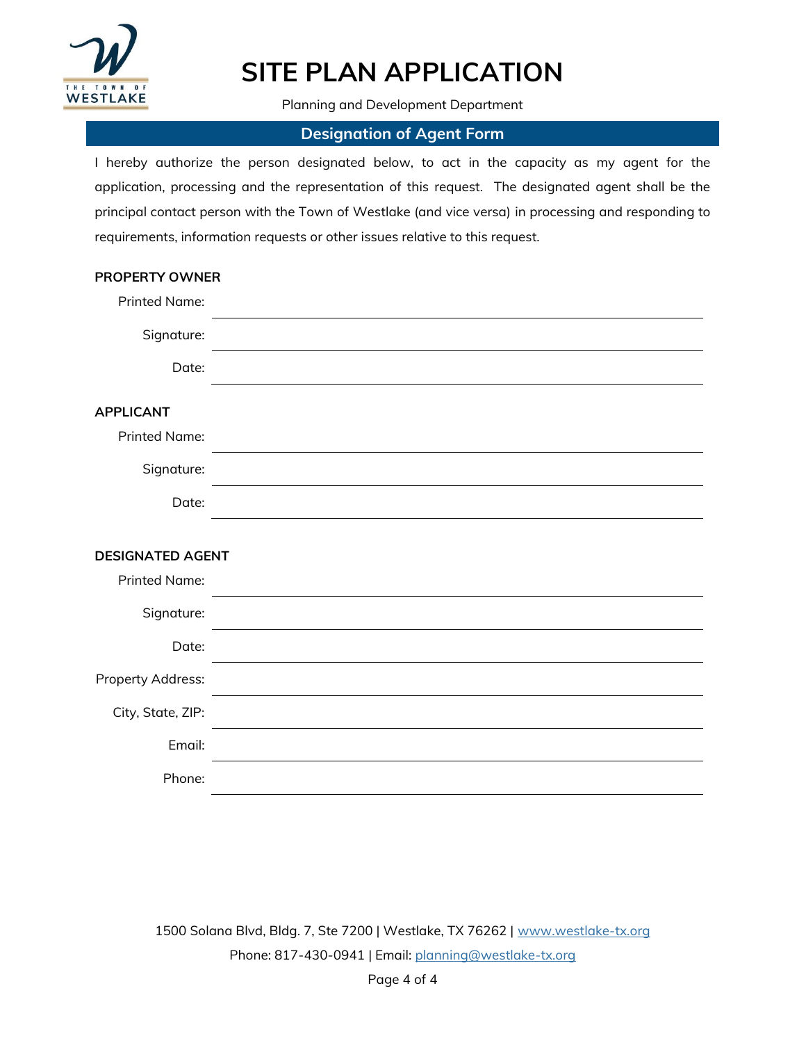# SITE PLAN APPLICATION

Planning and Development Department

## Designation of Agent Form

I hereby authorize the person designated below, to act in the capacity as my agent for the application, processing and the representation of this request. The designated agent shall be the principal contact person with the Town of Westlake (and vice versa) in processing and responding to requirements, information requests or other issues relative to this request.

**PROPERTY OWNER**

Printed Name: ______________________________

Signature: ______________________________

Date: ______________________________

**APPLICANT**

Printed Name: ______________________________

Signature: ______________________________

Date: ______________________________

**DESIGNATED AGENT**

Printed Name: ______________________________

Signature: ______________________________

Date: ______________________________

Property Address: ______________________________

City, State, ZIP: ______________________________

Email: ______________________________

Phone: ______________________________

1500 Solana Blvd, Bldg. 7, Ste 7200 | Westlake, TX 76262 | www.westlake-tx.org

Phone: 817-430-0941 | Email: planning@westlake-tx.org